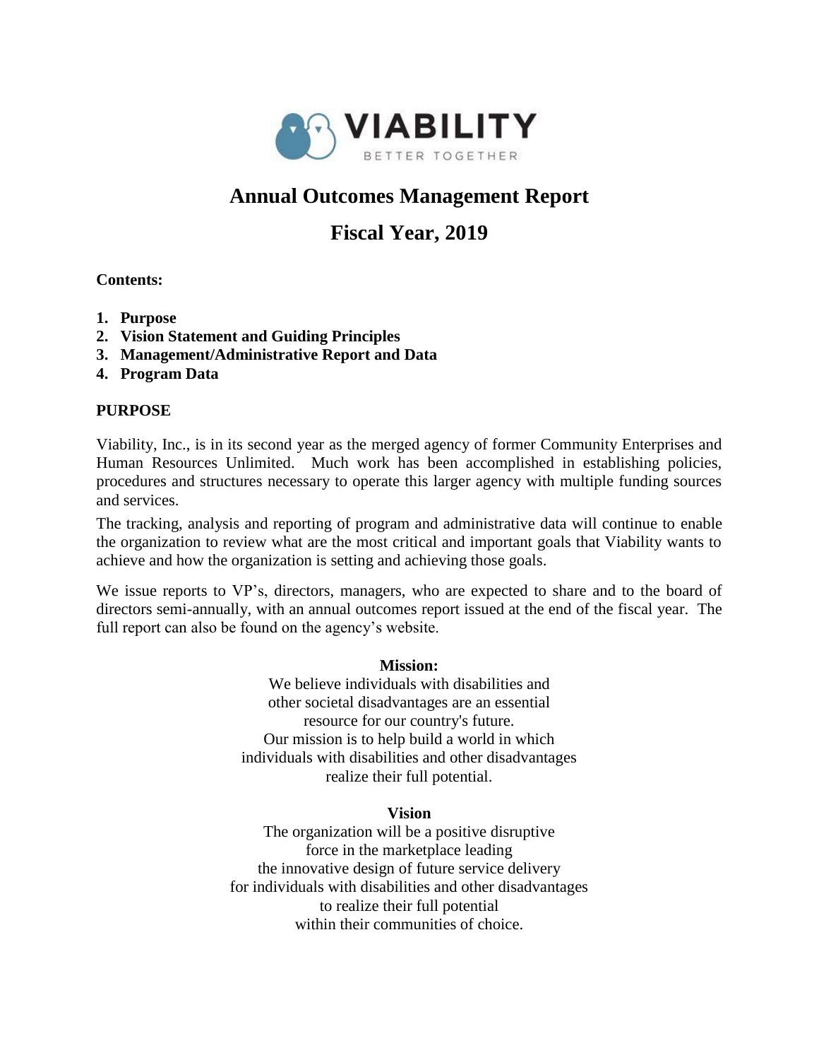VIABILITY

BETTER TOGETHER

# Annual Outcomes Management Report

# Fiscal Year, 2019

**Contents:**

1. **Purpose**
2. **Vision Statement and Guiding Principles**
3. **Management/Administrative Report and Data**
4. **Program Data**

## PURPOSE

Viability, Inc., is in its second year as the merged agency of former Community Enterprises and Human Resources Unlimited. Much work has been accomplished in establishing policies, procedures and structures necessary to operate this larger agency with multiple funding sources and services.

The tracking, analysis and reporting of program and administrative data will continue to enable the organization to review what are the most critical and important goals that Viability wants to achieve and how the organization is setting and achieving those goals.

We issue reports to VP's, directors, managers, who are expected to share and to the board of directors semi-annually, with an annual outcomes report issued at the end of the fiscal year. The full report can also be found on the agency's website.

**Mission:**

We believe individuals with disabilities and other societal disadvantages are an essential resource for our country's future. Our mission is to help build a world in which individuals with disabilities and other disadvantages realize their full potential.

**Vision**

The organization will be a positive disruptive force in the marketplace leading the innovative design of future service delivery for individuals with disabilities and other disadvantages to realize their full potential within their communities of choice.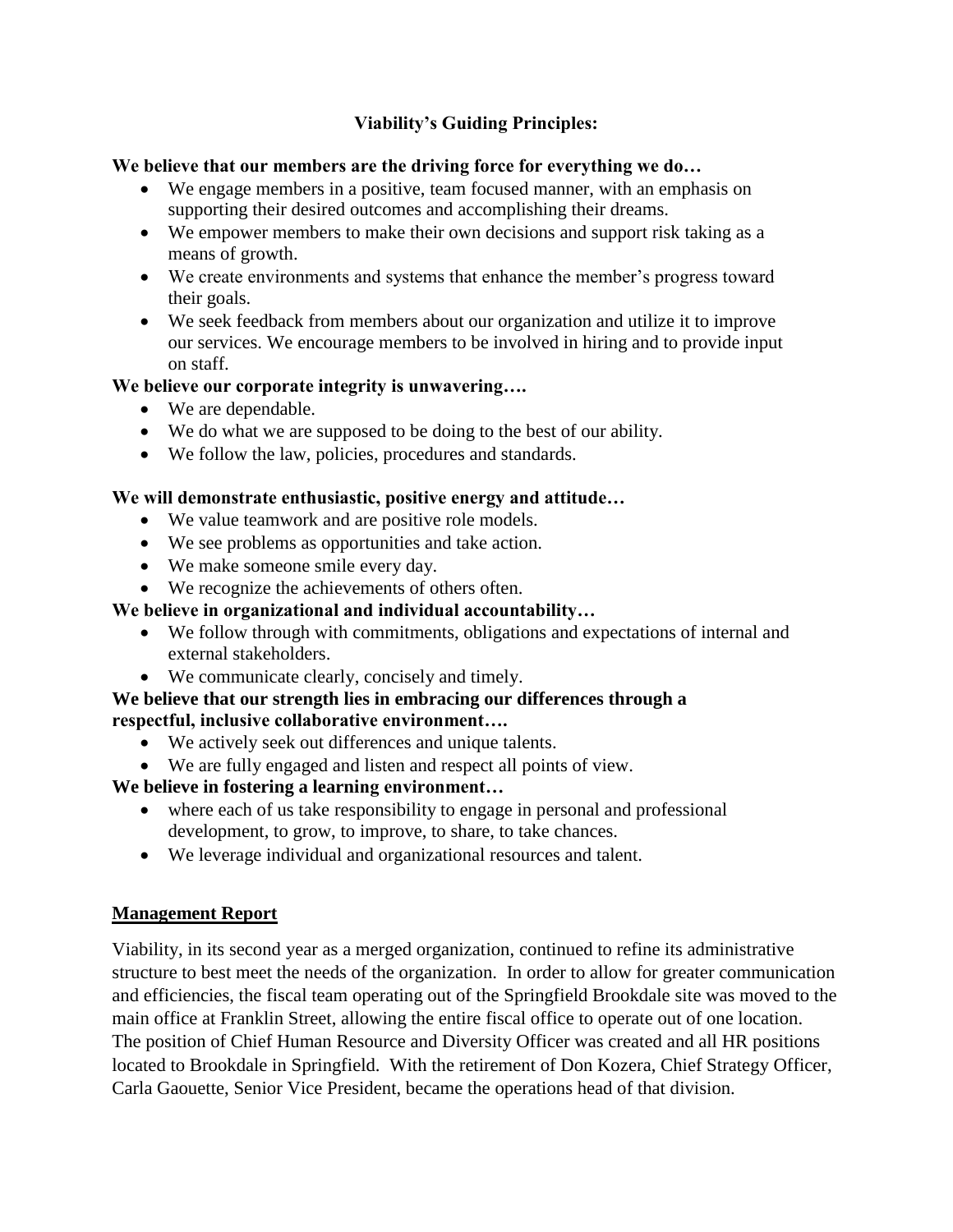## Viability's Guiding Principles:

**We believe that our members are the driving force for everything we do…**

- We engage members in a positive, team focused manner, with an emphasis on supporting their desired outcomes and accomplishing their dreams.
- We empower members to make their own decisions and support risk taking as a means of growth.
- We create environments and systems that enhance the member's progress toward their goals.
- We seek feedback from members about our organization and utilize it to improve our services. We encourage members to be involved in hiring and to provide input on staff.

**We believe our corporate integrity is unwavering….**

- We are dependable.
- We do what we are supposed to be doing to the best of our ability.
- We follow the law, policies, procedures and standards.

**We will demonstrate enthusiastic, positive energy and attitude…**

- We value teamwork and are positive role models.
- We see problems as opportunities and take action.
- We make someone smile every day.
- We recognize the achievements of others often.

**We believe in organizational and individual accountability…**

- We follow through with commitments, obligations and expectations of internal and external stakeholders.
- We communicate clearly, concisely and timely.

**We believe that our strength lies in embracing our differences through a respectful, inclusive collaborative environment….**

- We actively seek out differences and unique talents.
- We are fully engaged and listen and respect all points of view.

**We believe in fostering a learning environment…**

- where each of us take responsibility to engage in personal and professional development, to grow, to improve, to share, to take chances.
- We leverage individual and organizational resources and talent.

## Management Report

Viability, in its second year as a merged organization, continued to refine its administrative structure to best meet the needs of the organization. In order to allow for greater communication and efficiencies, the fiscal team operating out of the Springfield Brookdale site was moved to the main office at Franklin Street, allowing the entire fiscal office to operate out of one location. The position of Chief Human Resource and Diversity Officer was created and all HR positions located to Brookdale in Springfield. With the retirement of Don Kozera, Chief Strategy Officer, Carla Gaouette, Senior Vice President, became the operations head of that division.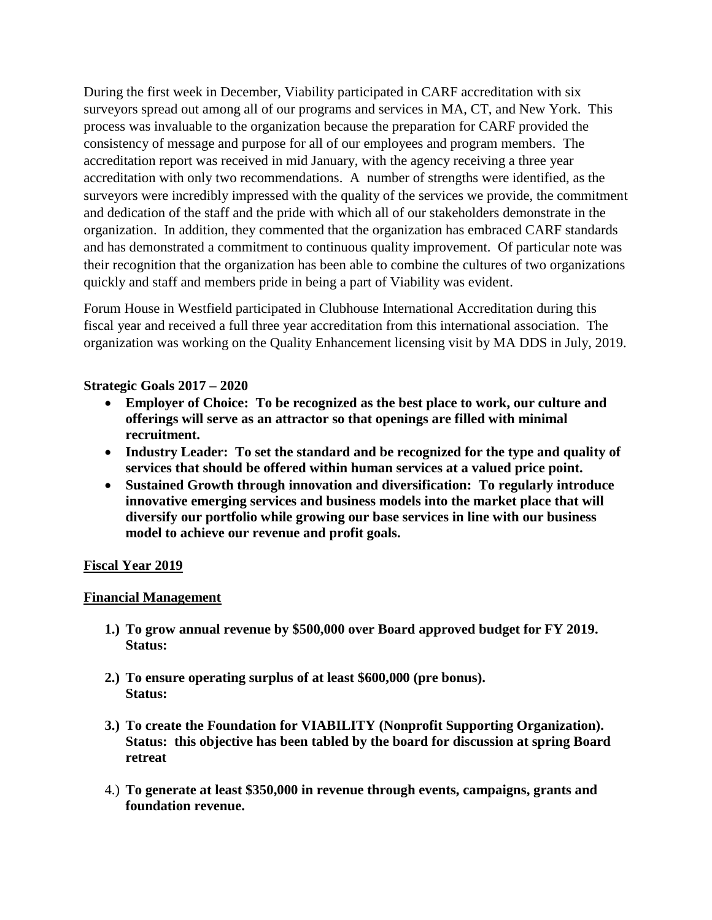During the first week in December, Viability participated in CARF accreditation with six surveyors spread out among all of our programs and services in MA, CT, and New York. This process was invaluable to the organization because the preparation for CARF provided the consistency of message and purpose for all of our employees and program members. The accreditation report was received in mid January, with the agency receiving a three year accreditation with only two recommendations. A number of strengths were identified, as the surveyors were incredibly impressed with the quality of the services we provide, the commitment and dedication of the staff and the pride with which all of our stakeholders demonstrate in the organization. In addition, they commented that the organization has embraced CARF standards and has demonstrated a commitment to continuous quality improvement. Of particular note was their recognition that the organization has been able to combine the cultures of two organizations quickly and staff and members pride in being a part of Viability was evident.

Forum House in Westfield participated in Clubhouse International Accreditation during this fiscal year and received a full three year accreditation from this international association. The organization was working on the Quality Enhancement licensing visit by MA DDS in July, 2019.

**Strategic Goals 2017 – 2020**

- **Employer of Choice: To be recognized as the best place to work, our culture and offerings will serve as an attractor so that openings are filled with minimal recruitment.**
- **Industry Leader: To set the standard and be recognized for the type and quality of services that should be offered within human services at a valued price point.**
- **Sustained Growth through innovation and diversification: To regularly introduce innovative emerging services and business models into the market place that will diversify our portfolio while growing our base services in line with our business model to achieve our revenue and profit goals.**

**<u>Fiscal Year 2019</u>**

**<u>Financial Management</u>**

1.) **To grow annual revenue by $500,000 over Board approved budget for FY 2019.**
    **Status:**

2.) **To ensure operating surplus of at least $600,000 (pre bonus).**
    **Status:**

3.) **To create the Foundation for VIABILITY (Nonprofit Supporting Organization).**
    **Status: this objective has been tabled by the board for discussion at spring Board retreat**

4.) **To generate at least $350,000 in revenue through events, campaigns, grants and foundation revenue.**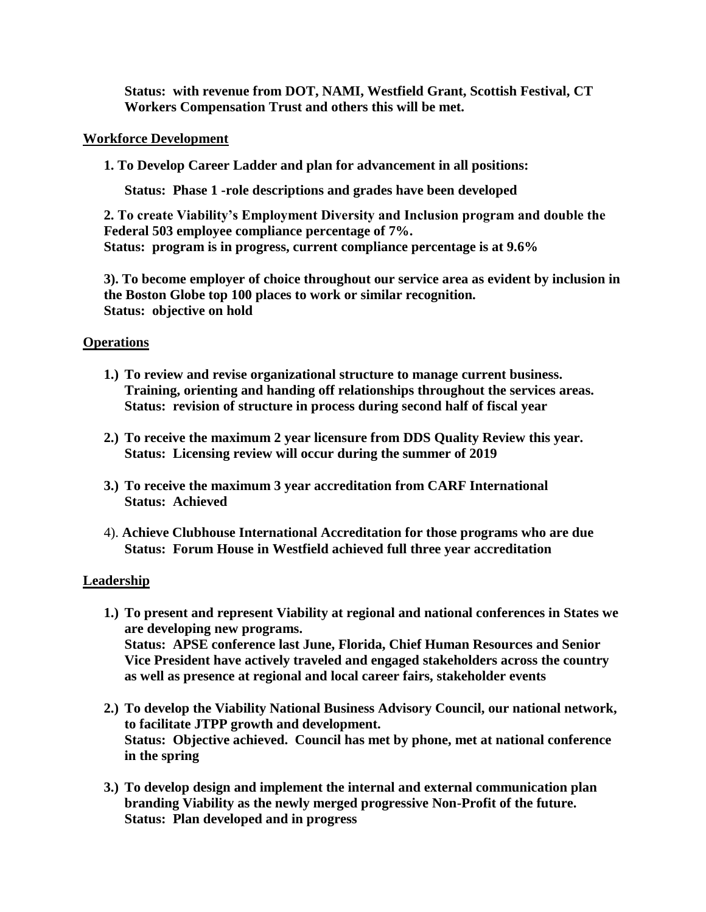**Status: with revenue from DOT, NAMI, Westfield Grant, Scottish Festival, CT Workers Compensation Trust and others this will be met.**

## Workforce Development

**1. To Develop Career Ladder and plan for advancement in all positions:**

**Status: Phase 1 -role descriptions and grades have been developed**

**2. To create Viability's Employment Diversity and Inclusion program and double the Federal 503 employee compliance percentage of 7%.**
**Status: program is in progress, current compliance percentage is at 9.6%**

**3). To become employer of choice throughout our service area as evident by inclusion in the Boston Globe top 100 places to work or similar recognition.**
**Status: objective on hold**

## Operations

1.) **To review and revise organizational structure to manage current business. Training, orienting and handing off relationships throughout the services areas.**
**Status: revision of structure in process during second half of fiscal year**

2.) **To receive the maximum 2 year licensure from DDS Quality Review this year.**
**Status: Licensing review will occur during the summer of 2019**

3.) **To receive the maximum 3 year accreditation from CARF International**
**Status: Achieved**

4). **Achieve Clubhouse International Accreditation for those programs who are due**
**Status: Forum House in Westfield achieved full three year accreditation**

## Leadership

1.) **To present and represent Viability at regional and national conferences in States we are developing new programs.**
**Status: APSE conference last June, Florida, Chief Human Resources and Senior Vice President have actively traveled and engaged stakeholders across the country as well as presence at regional and local career fairs, stakeholder events**

2.) **To develop the Viability National Business Advisory Council, our national network, to facilitate JTPP growth and development.**
**Status: Objective achieved. Council has met by phone, met at national conference in the spring**

3.) **To develop design and implement the internal and external communication plan branding Viability as the newly merged progressive Non-Profit of the future.**
**Status: Plan developed and in progress**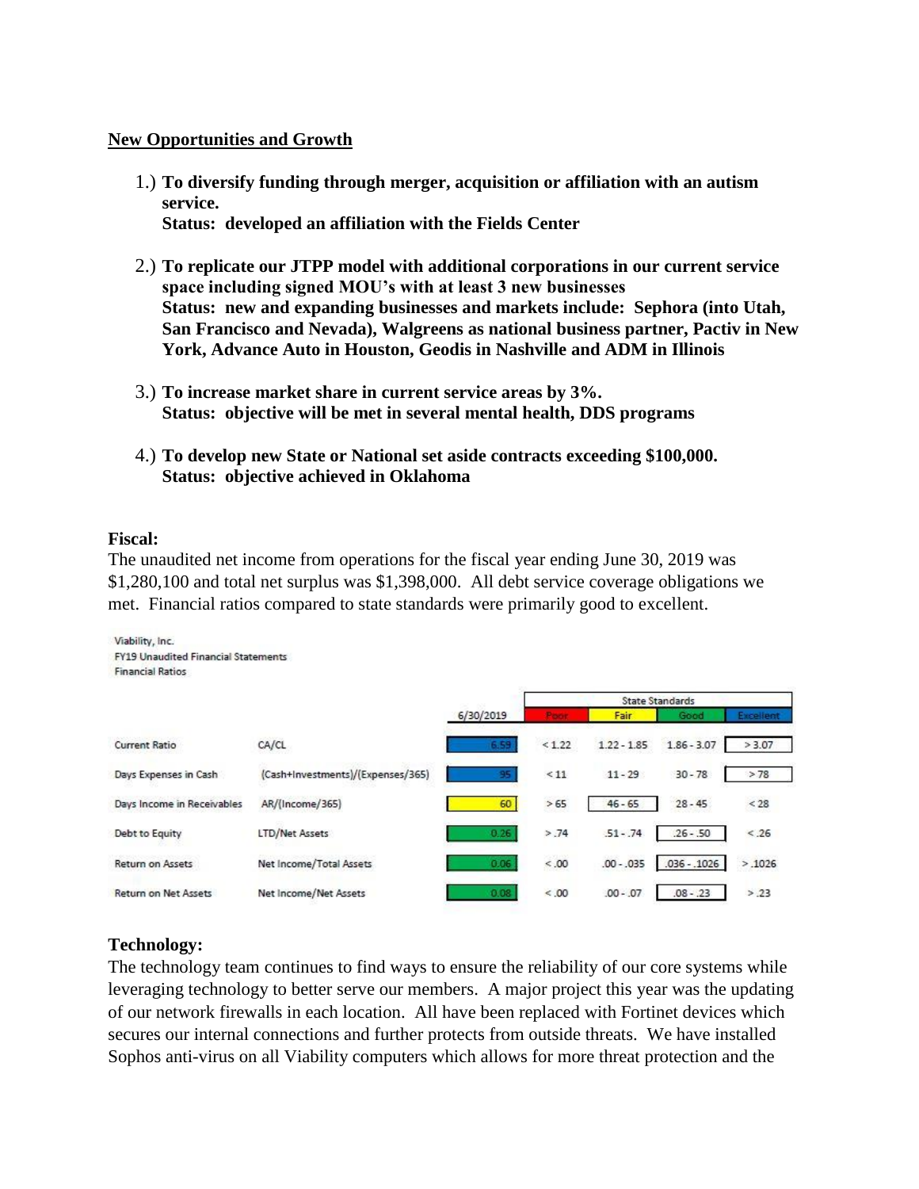**New Opportunities and Growth**

1.) **To diversify funding through merger, acquisition or affiliation with an autism service.**
**Status: developed an affiliation with the Fields Center**

2.) **To replicate our JTPP model with additional corporations in our current service space including signed MOU's with at least 3 new businesses**
**Status: new and expanding businesses and markets include: Sephora (into Utah, San Francisco and Nevada), Walgreens as national business partner, Pactiv in New York, Advance Auto in Houston, Geodis in Nashville and ADM in Illinois**

3.) **To increase market share in current service areas by 3%.**
**Status: objective will be met in several mental health, DDS programs**

4.) **To develop new State or National set aside contracts exceeding $100,000.**
**Status: objective achieved in Oklahoma**

**Fiscal:**

The unaudited net income from operations for the fiscal year ending June 30, 2019 was $1,280,100 and total net surplus was $1,398,000. All debt service coverage obligations we met. Financial ratios compared to state standards were primarily good to excellent.

Viability, Inc.
FY19 Unaudited Financial Statements
Financial Ratios

| | | | State Standards | | | |
|---|---|---|---|---|---|---|
| | | 6/30/2019 | Poor | Fair | Good | Excellent |
| Current Ratio | CA/CL | 6.59 | < 1.22 | 1.22 - 1.85 | 1.86 - 3.07 | > 3.07 |
| Days Expenses in Cash | (Cash+Investments)/(Expenses/365) | 95 | < 11 | 11 - 29 | 30 - 78 | > 78 |
| Days Income in Receivables | AR/(Income/365) | 60 | > 65 | 46 - 65 | 28 - 45 | < 28 |
| Debt to Equity | LTD/Net Assets | 0.26 | > .74 | .51 - .74 | .26 - .50 | < .26 |
| Return on Assets | Net Income/Total Assets | 0.06 | < .00 | .00 - .035 | .036 - .1026 | > .1026 |
| Return on Net Assets | Net Income/Net Assets | 0.08 | < .00 | .00 - .07 | .08 - .23 | > .23 |

**Technology:**

The technology team continues to find ways to ensure the reliability of our core systems while leveraging technology to better serve our members. A major project this year was the updating of our network firewalls in each location. All have been replaced with Fortinet devices which secures our internal connections and further protects from outside threats. We have installed Sophos anti-virus on all Viability computers which allows for more threat protection and the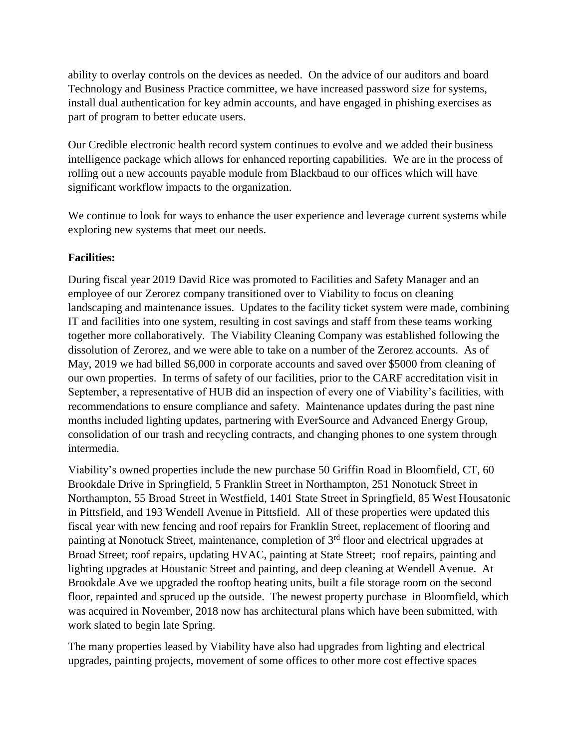ability to overlay controls on the devices as needed. On the advice of our auditors and board Technology and Business Practice committee, we have increased password size for systems, install dual authentication for key admin accounts, and have engaged in phishing exercises as part of program to better educate users.

Our Credible electronic health record system continues to evolve and we added their business intelligence package which allows for enhanced reporting capabilities. We are in the process of rolling out a new accounts payable module from Blackbaud to our offices which will have significant workflow impacts to the organization.

We continue to look for ways to enhance the user experience and leverage current systems while exploring new systems that meet our needs.

**Facilities:**

During fiscal year 2019 David Rice was promoted to Facilities and Safety Manager and an employee of our Zerorez company transitioned over to Viability to focus on cleaning landscaping and maintenance issues. Updates to the facility ticket system were made, combining IT and facilities into one system, resulting in cost savings and staff from these teams working together more collaboratively. The Viability Cleaning Company was established following the dissolution of Zerorez, and we were able to take on a number of the Zerorez accounts. As of May, 2019 we had billed $6,000 in corporate accounts and saved over $5000 from cleaning of our own properties. In terms of safety of our facilities, prior to the CARF accreditation visit in September, a representative of HUB did an inspection of every one of Viability's facilities, with recommendations to ensure compliance and safety. Maintenance updates during the past nine months included lighting updates, partnering with EverSource and Advanced Energy Group, consolidation of our trash and recycling contracts, and changing phones to one system through intermedia.

Viability's owned properties include the new purchase 50 Griffin Road in Bloomfield, CT, 60 Brookdale Drive in Springfield, 5 Franklin Street in Northampton, 251 Nonotuck Street in Northampton, 55 Broad Street in Westfield, 1401 State Street in Springfield, 85 West Housatonic in Pittsfield, and 193 Wendell Avenue in Pittsfield. All of these properties were updated this fiscal year with new fencing and roof repairs for Franklin Street, replacement of flooring and painting at Nonotuck Street, maintenance, completion of 3rd floor and electrical upgrades at Broad Street; roof repairs, updating HVAC, painting at State Street; roof repairs, painting and lighting upgrades at Houstanic Street and painting, and deep cleaning at Wendell Avenue. At Brookdale Ave we upgraded the rooftop heating units, built a file storage room on the second floor, repainted and spruced up the outside. The newest property purchase in Bloomfield, which was acquired in November, 2018 now has architectural plans which have been submitted, with work slated to begin late Spring.

The many properties leased by Viability have also had upgrades from lighting and electrical upgrades, painting projects, movement of some offices to other more cost effective spaces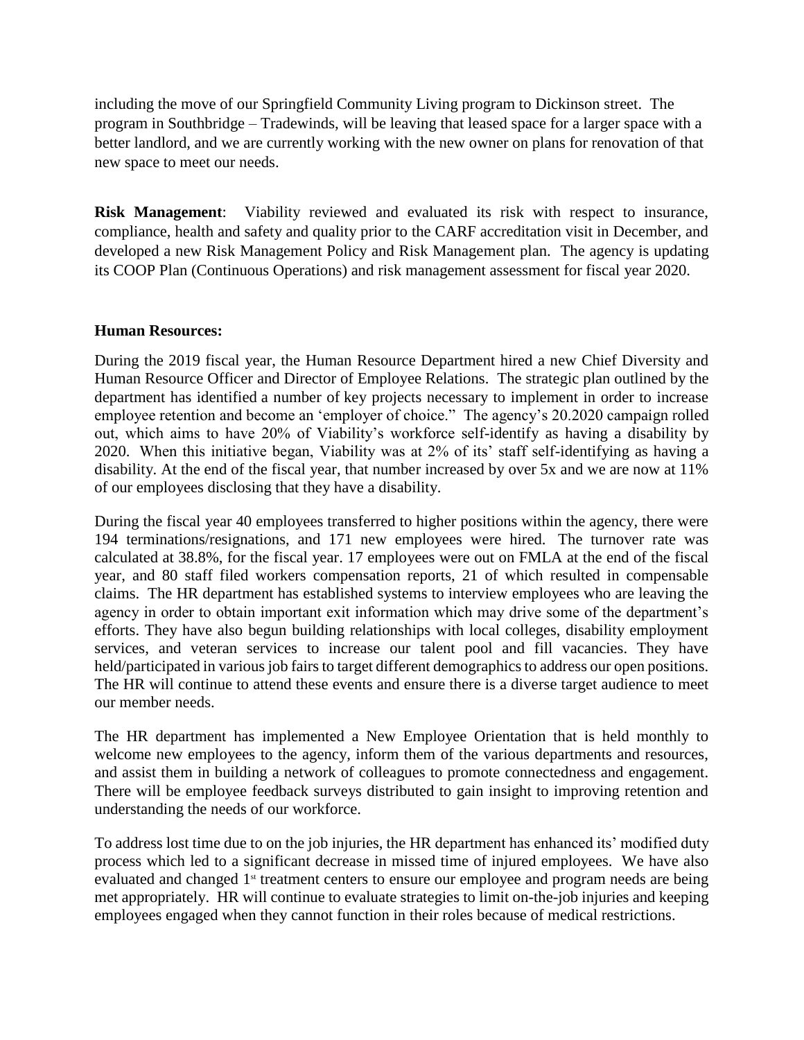including the move of our Springfield Community Living program to Dickinson street. The program in Southbridge – Tradewinds, will be leaving that leased space for a larger space with a better landlord, and we are currently working with the new owner on plans for renovation of that new space to meet our needs.

**Risk Management**: Viability reviewed and evaluated its risk with respect to insurance, compliance, health and safety and quality prior to the CARF accreditation visit in December, and developed a new Risk Management Policy and Risk Management plan. The agency is updating its COOP Plan (Continuous Operations) and risk management assessment for fiscal year 2020.

**Human Resources:**

During the 2019 fiscal year, the Human Resource Department hired a new Chief Diversity and Human Resource Officer and Director of Employee Relations. The strategic plan outlined by the department has identified a number of key projects necessary to implement in order to increase employee retention and become an 'employer of choice." The agency's 20.2020 campaign rolled out, which aims to have 20% of Viability's workforce self-identify as having a disability by 2020. When this initiative began, Viability was at 2% of its' staff self-identifying as having a disability. At the end of the fiscal year, that number increased by over 5x and we are now at 11% of our employees disclosing that they have a disability.

During the fiscal year 40 employees transferred to higher positions within the agency, there were 194 terminations/resignations, and 171 new employees were hired. The turnover rate was calculated at 38.8%, for the fiscal year. 17 employees were out on FMLA at the end of the fiscal year, and 80 staff filed workers compensation reports, 21 of which resulted in compensable claims. The HR department has established systems to interview employees who are leaving the agency in order to obtain important exit information which may drive some of the department's efforts. They have also begun building relationships with local colleges, disability employment services, and veteran services to increase our talent pool and fill vacancies. They have held/participated in various job fairs to target different demographics to address our open positions. The HR will continue to attend these events and ensure there is a diverse target audience to meet our member needs.

The HR department has implemented a New Employee Orientation that is held monthly to welcome new employees to the agency, inform them of the various departments and resources, and assist them in building a network of colleagues to promote connectedness and engagement. There will be employee feedback surveys distributed to gain insight to improving retention and understanding the needs of our workforce.

To address lost time due to on the job injuries, the HR department has enhanced its' modified duty process which led to a significant decrease in missed time of injured employees. We have also evaluated and changed 1st treatment centers to ensure our employee and program needs are being met appropriately. HR will continue to evaluate strategies to limit on-the-job injuries and keeping employees engaged when they cannot function in their roles because of medical restrictions.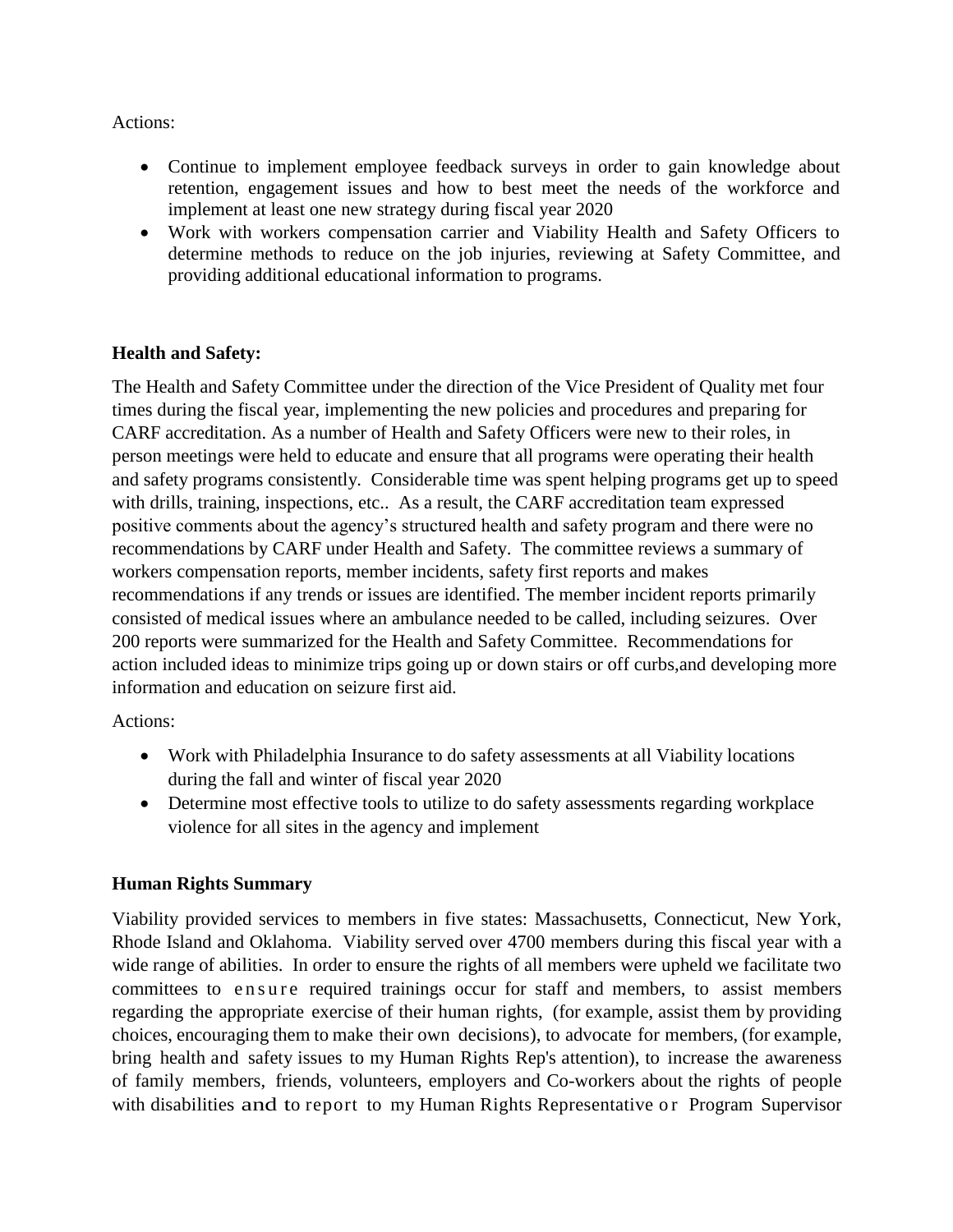Actions:

- Continue to implement employee feedback surveys in order to gain knowledge about retention, engagement issues and how to best meet the needs of the workforce and implement at least one new strategy during fiscal year 2020
- Work with workers compensation carrier and Viability Health and Safety Officers to determine methods to reduce on the job injuries, reviewing at Safety Committee, and providing additional educational information to programs.

**Health and Safety:**

The Health and Safety Committee under the direction of the Vice President of Quality met four times during the fiscal year, implementing the new policies and procedures and preparing for CARF accreditation. As a number of Health and Safety Officers were new to their roles, in person meetings were held to educate and ensure that all programs were operating their health and safety programs consistently. Considerable time was spent helping programs get up to speed with drills, training, inspections, etc.. As a result, the CARF accreditation team expressed positive comments about the agency's structured health and safety program and there were no recommendations by CARF under Health and Safety. The committee reviews a summary of workers compensation reports, member incidents, safety first reports and makes recommendations if any trends or issues are identified. The member incident reports primarily consisted of medical issues where an ambulance needed to be called, including seizures. Over 200 reports were summarized for the Health and Safety Committee. Recommendations for action included ideas to minimize trips going up or down stairs or off curbs,and developing more information and education on seizure first aid.

Actions:

- Work with Philadelphia Insurance to do safety assessments at all Viability locations during the fall and winter of fiscal year 2020
- Determine most effective tools to utilize to do safety assessments regarding workplace violence for all sites in the agency and implement

**Human Rights Summary**

Viability provided services to members in five states: Massachusetts, Connecticut, New York, Rhode Island and Oklahoma. Viability served over 4700 members during this fiscal year with a wide range of abilities. In order to ensure the rights of all members were upheld we facilitate two committees to ensure required trainings occur for staff and members, to assist members regarding the appropriate exercise of their human rights, (for example, assist them by providing choices, encouraging them to make their own decisions), to advocate for members, (for example, bring health and safety issues to my Human Rights Rep's attention), to increase the awareness of family members, friends, volunteers, employers and Co-workers about the rights of people with disabilities and to report to my Human Rights Representative or Program Supervisor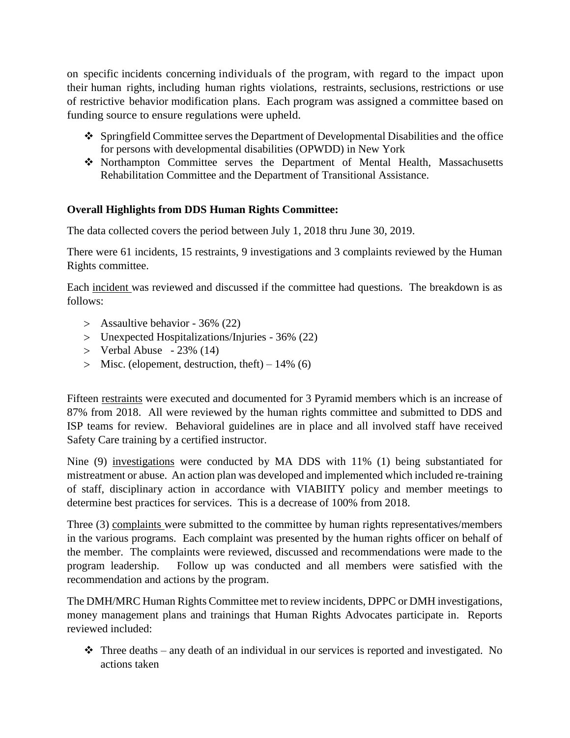on specific incidents concerning individuals of the program, with regard to the impact upon their human rights, including human rights violations, restraints, seclusions, restrictions or use of restrictive behavior modification plans. Each program was assigned a committee based on funding source to ensure regulations were upheld.

- Springfield Committee serves the Department of Developmental Disabilities and the office for persons with developmental disabilities (OPWDD) in New York
- Northampton Committee serves the Department of Mental Health, Massachusetts Rehabilitation Committee and the Department of Transitional Assistance.

**Overall Highlights from DDS Human Rights Committee:**

The data collected covers the period between July 1, 2018 thru June 30, 2019.

There were 61 incidents, 15 restraints, 9 investigations and 3 complaints reviewed by the Human Rights committee.

Each incident was reviewed and discussed if the committee had questions. The breakdown is as follows:

- Assaultive behavior - 36% (22)
- Unexpected Hospitalizations/Injuries - 36% (22)
- Verbal Abuse - 23% (14)
- Misc. (elopement, destruction, theft) – 14% (6)

Fifteen restraints were executed and documented for 3 Pyramid members which is an increase of 87% from 2018. All were reviewed by the human rights committee and submitted to DDS and ISP teams for review. Behavioral guidelines are in place and all involved staff have received Safety Care training by a certified instructor.

Nine (9) investigations were conducted by MA DDS with 11% (1) being substantiated for mistreatment or abuse. An action plan was developed and implemented which included re-training of staff, disciplinary action in accordance with VIABIITY policy and member meetings to determine best practices for services. This is a decrease of 100% from 2018.

Three (3) complaints were submitted to the committee by human rights representatives/members in the various programs. Each complaint was presented by the human rights officer on behalf of the member. The complaints were reviewed, discussed and recommendations were made to the program leadership. Follow up was conducted and all members were satisfied with the recommendation and actions by the program.

The DMH/MRC Human Rights Committee met to review incidents, DPPC or DMH investigations, money management plans and trainings that Human Rights Advocates participate in. Reports reviewed included:

- Three deaths – any death of an individual in our services is reported and investigated. No actions taken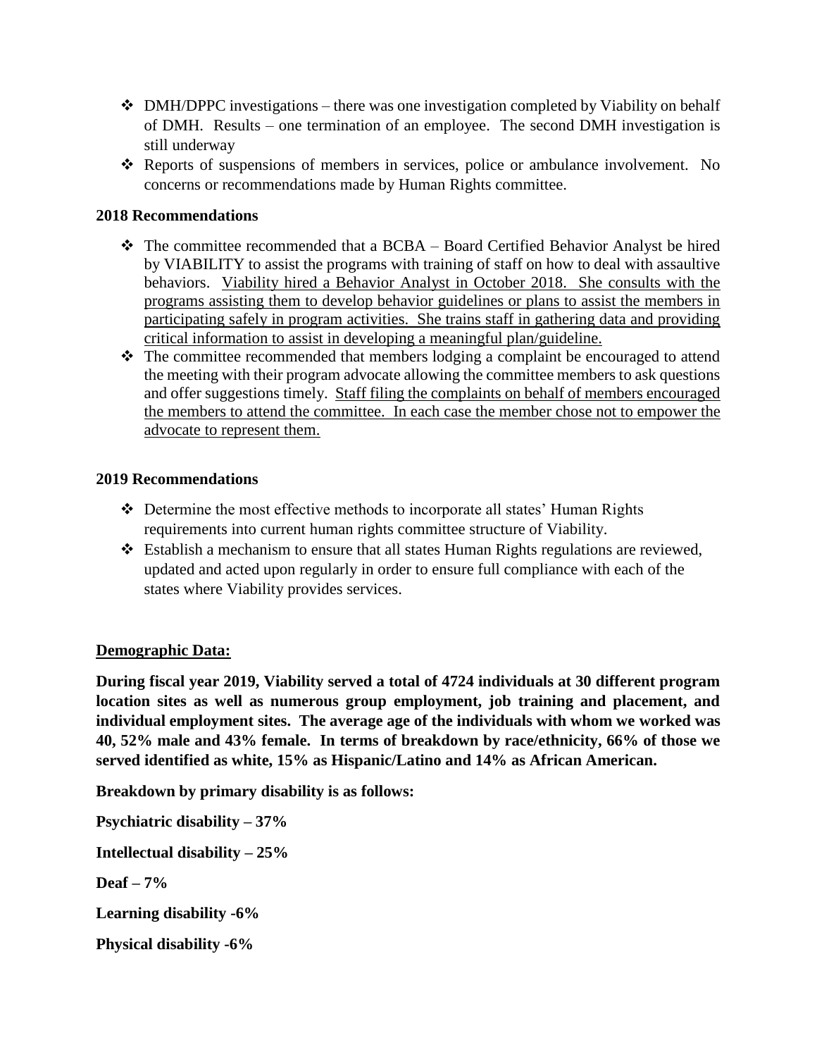- DMH/DPPC investigations – there was one investigation completed by Viability on behalf of DMH. Results – one termination of an employee. The second DMH investigation is still underway
- Reports of suspensions of members in services, police or ambulance involvement. No concerns or recommendations made by Human Rights committee.

**2018 Recommendations**

- The committee recommended that a BCBA – Board Certified Behavior Analyst be hired by VIABILITY to assist the programs with training of staff on how to deal with assaultive behaviors. <u>Viability hired a Behavior Analyst in October 2018. She consults with the programs assisting them to develop behavior guidelines or plans to assist the members in participating safely in program activities. She trains staff in gathering data and providing critical information to assist in developing a meaningful plan/guideline.</u>
- The committee recommended that members lodging a complaint be encouraged to attend the meeting with their program advocate allowing the committee members to ask questions and offer suggestions timely. <u>Staff filing the complaints on behalf of members encouraged the members to attend the committee. In each case the member chose not to empower the advocate to represent them.</u>

**2019 Recommendations**

- Determine the most effective methods to incorporate all states' Human Rights requirements into current human rights committee structure of Viability.
- Establish a mechanism to ensure that all states Human Rights regulations are reviewed, updated and acted upon regularly in order to ensure full compliance with each of the states where Viability provides services.

**<u>Demographic Data:</u>**

**During fiscal year 2019, Viability served a total of 4724 individuals at 30 different program location sites as well as numerous group employment, job training and placement, and individual employment sites. The average age of the individuals with whom we worked was 40, 52% male and 43% female. In terms of breakdown by race/ethnicity, 66% of those we served identified as white, 15% as Hispanic/Latino and 14% as African American.**

**Breakdown by primary disability is as follows:**

**Psychiatric disability – 37%**

**Intellectual disability – 25%**

**Deaf – 7%**

**Learning disability -6%**

**Physical disability -6%**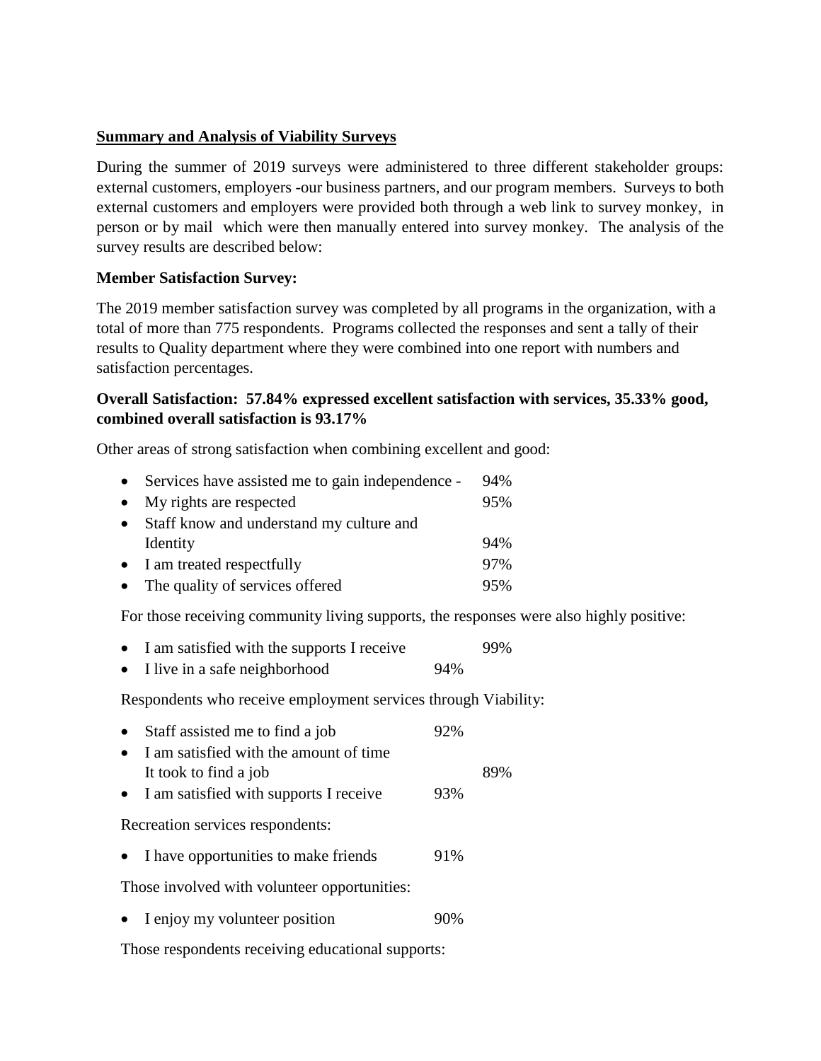**Summary and Analysis of Viability Surveys**

During the summer of 2019 surveys were administered to three different stakeholder groups: external customers, employers -our business partners, and our program members. Surveys to both external customers and employers were provided both through a web link to survey monkey, in person or by mail which were then manually entered into survey monkey. The analysis of the survey results are described below:

**Member Satisfaction Survey:**

The 2019 member satisfaction survey was completed by all programs in the organization, with a total of more than 775 respondents. Programs collected the responses and sent a tally of their results to Quality department where they were combined into one report with numbers and satisfaction percentages.

**Overall Satisfaction: 57.84% expressed excellent satisfaction with services, 35.33% good, combined overall satisfaction is 93.17%**

Other areas of strong satisfaction when combining excellent and good:

- Services have assisted me to gain independence - 94%
- My rights are respected 95%
- Staff know and understand my culture and Identity 94%
- I am treated respectfully 97%
- The quality of services offered 95%

For those receiving community living supports, the responses were also highly positive:

- I am satisfied with the supports I receive 99%
- I live in a safe neighborhood 94%

Respondents who receive employment services through Viability:

- Staff assisted me to find a job 92%
- I am satisfied with the amount of time It took to find a job 89%
- I am satisfied with supports I receive 93%

Recreation services respondents:

- I have opportunities to make friends 91%

Those involved with volunteer opportunities:

- I enjoy my volunteer position 90%

Those respondents receiving educational supports: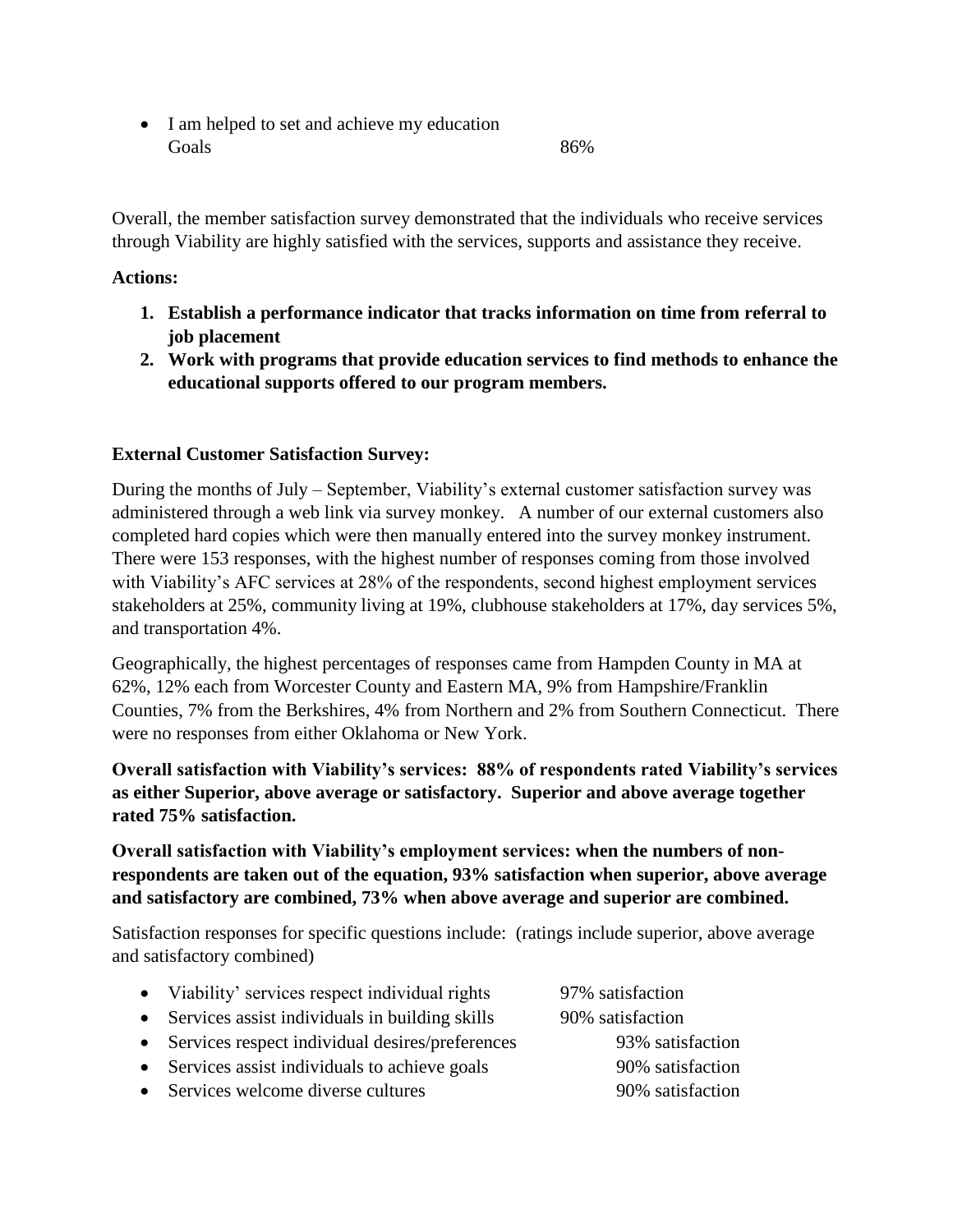- I am helped to set and achieve my education Goals 86%

Overall, the member satisfaction survey demonstrated that the individuals who receive services through Viability are highly satisfied with the services, supports and assistance they receive.

**Actions:**

1. **Establish a performance indicator that tracks information on time from referral to job placement**
2. **Work with programs that provide education services to find methods to enhance the educational supports offered to our program members.**

**External Customer Satisfaction Survey:**

During the months of July – September, Viability's external customer satisfaction survey was administered through a web link via survey monkey. A number of our external customers also completed hard copies which were then manually entered into the survey monkey instrument. There were 153 responses, with the highest number of responses coming from those involved with Viability's AFC services at 28% of the respondents, second highest employment services stakeholders at 25%, community living at 19%, clubhouse stakeholders at 17%, day services 5%, and transportation 4%.

Geographically, the highest percentages of responses came from Hampden County in MA at 62%, 12% each from Worcester County and Eastern MA, 9% from Hampshire/Franklin Counties, 7% from the Berkshires, 4% from Northern and 2% from Southern Connecticut. There were no responses from either Oklahoma or New York.

**Overall satisfaction with Viability's services: 88% of respondents rated Viability's services as either Superior, above average or satisfactory. Superior and above average together rated 75% satisfaction.**

**Overall satisfaction with Viability's employment services: when the numbers of non-respondents are taken out of the equation, 93% satisfaction when superior, above average and satisfactory are combined, 73% when above average and superior are combined.**

Satisfaction responses for specific questions include: (ratings include superior, above average and satisfactory combined)

- Viability' services respect individual rights 97% satisfaction
- Services assist individuals in building skills 90% satisfaction
- Services respect individual desires/preferences 93% satisfaction
- Services assist individuals to achieve goals 90% satisfaction
- Services welcome diverse cultures 90% satisfaction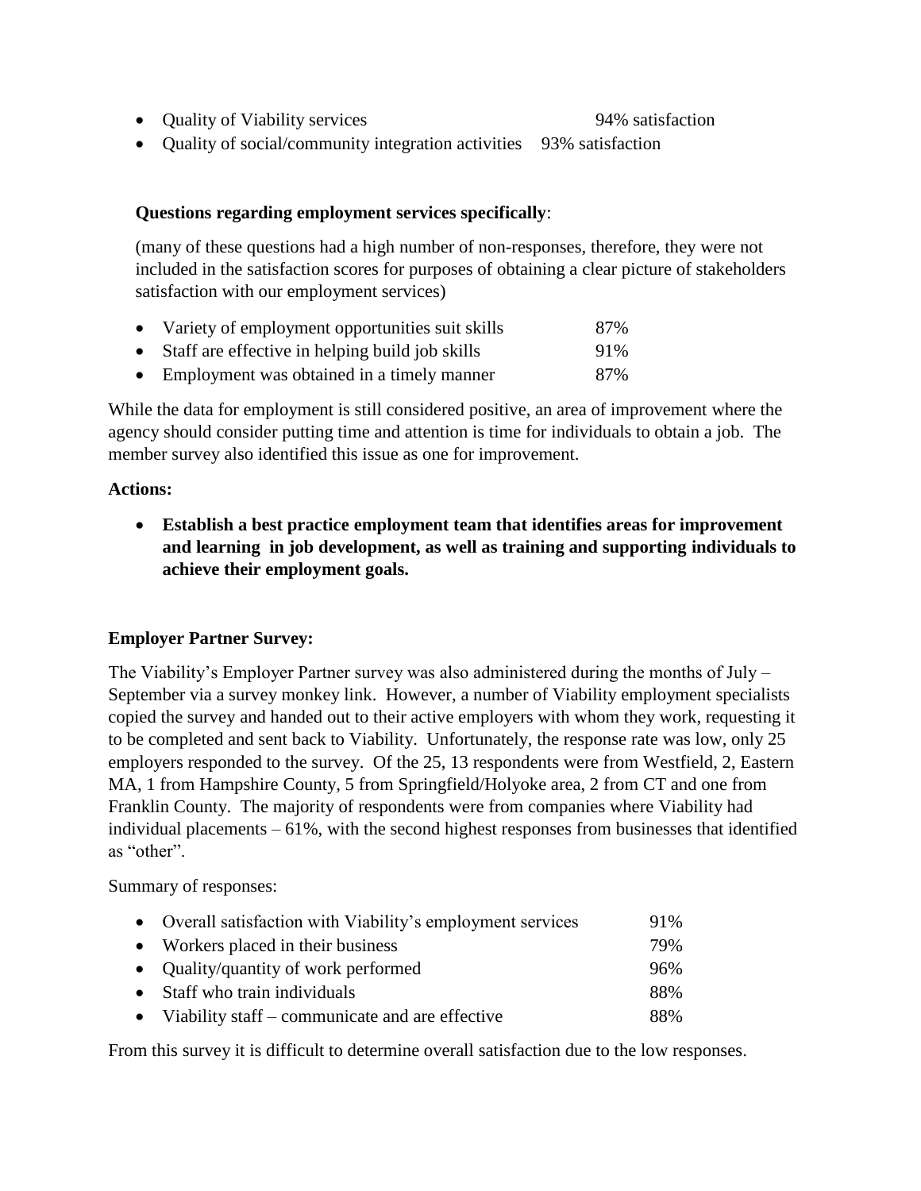- Quality of Viability services 94% satisfaction
- Quality of social/community integration activities 93% satisfaction

**Questions regarding employment services specifically**:

(many of these questions had a high number of non-responses, therefore, they were not included in the satisfaction scores for purposes of obtaining a clear picture of stakeholders satisfaction with our employment services)

- Variety of employment opportunities suit skills 87%
- Staff are effective in helping build job skills 91%
- Employment was obtained in a timely manner 87%

While the data for employment is still considered positive, an area of improvement where the agency should consider putting time and attention is time for individuals to obtain a job. The member survey also identified this issue as one for improvement.

**Actions:**

- **Establish a best practice employment team that identifies areas for improvement and learning in job development, as well as training and supporting individuals to achieve their employment goals.**

**Employer Partner Survey:**

The Viability's Employer Partner survey was also administered during the months of July – September via a survey monkey link. However, a number of Viability employment specialists copied the survey and handed out to their active employers with whom they work, requesting it to be completed and sent back to Viability. Unfortunately, the response rate was low, only 25 employers responded to the survey. Of the 25, 13 respondents were from Westfield, 2, Eastern MA, 1 from Hampshire County, 5 from Springfield/Holyoke area, 2 from CT and one from Franklin County. The majority of respondents were from companies where Viability had individual placements – 61%, with the second highest responses from businesses that identified as "other".

Summary of responses:

- Overall satisfaction with Viability's employment services 91%
- Workers placed in their business 79%
- Quality/quantity of work performed 96%
- Staff who train individuals 88%
- Viability staff – communicate and are effective 88%

From this survey it is difficult to determine overall satisfaction due to the low responses.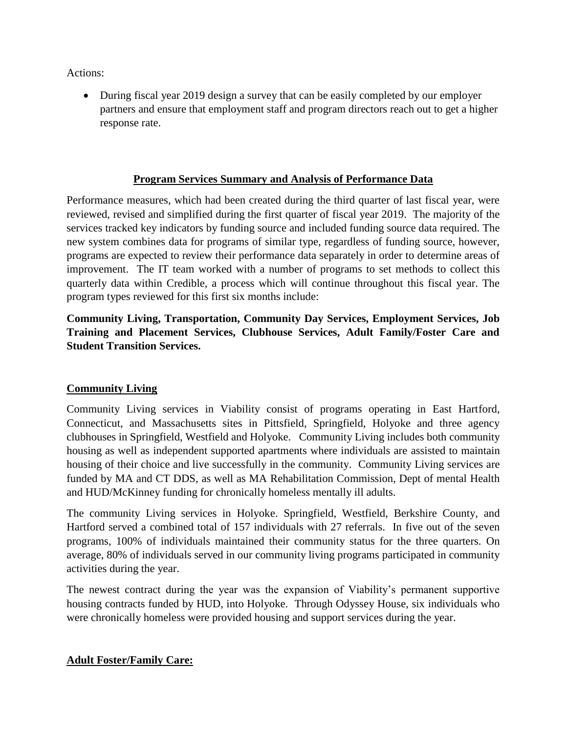Actions:

- During fiscal year 2019 design a survey that can be easily completed by our employer partners and ensure that employment staff and program directors reach out to get a higher response rate.

## **Program Services Summary and Analysis of Performance Data**

Performance measures, which had been created during the third quarter of last fiscal year, were reviewed, revised and simplified during the first quarter of fiscal year 2019. The majority of the services tracked key indicators by funding source and included funding source data required. The new system combines data for programs of similar type, regardless of funding source, however, programs are expected to review their performance data separately in order to determine areas of improvement. The IT team worked with a number of programs to set methods to collect this quarterly data within Credible, a process which will continue throughout this fiscal year. The program types reviewed for this first six months include:

**Community Living, Transportation, Community Day Services, Employment Services, Job Training and Placement Services, Clubhouse Services, Adult Family/Foster Care and Student Transition Services.**

### **Community Living**

Community Living services in Viability consist of programs operating in East Hartford, Connecticut, and Massachusetts sites in Pittsfield, Springfield, Holyoke and three agency clubhouses in Springfield, Westfield and Holyoke. Community Living includes both community housing as well as independent supported apartments where individuals are assisted to maintain housing of their choice and live successfully in the community. Community Living services are funded by MA and CT DDS, as well as MA Rehabilitation Commission, Dept of mental Health and HUD/McKinney funding for chronically homeless mentally ill adults.

The community Living services in Holyoke. Springfield, Westfield, Berkshire County, and Hartford served a combined total of 157 individuals with 27 referrals. In five out of the seven programs, 100% of individuals maintained their community status for the three quarters. On average, 80% of individuals served in our community living programs participated in community activities during the year.

The newest contract during the year was the expansion of Viability's permanent supportive housing contracts funded by HUD, into Holyoke. Through Odyssey House, six individuals who were chronically homeless were provided housing and support services during the year.

### **Adult Foster/Family Care:**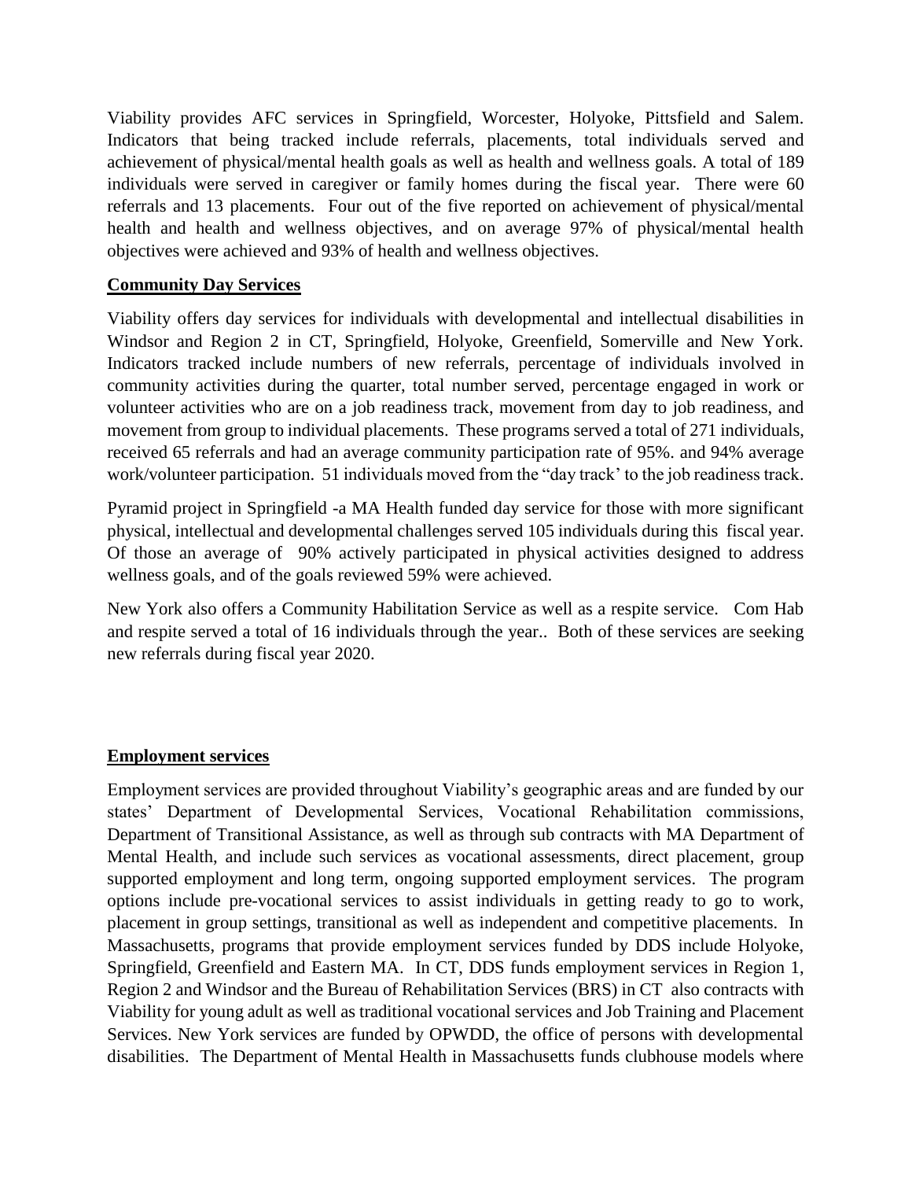Viability provides AFC services in Springfield, Worcester, Holyoke, Pittsfield and Salem. Indicators that being tracked include referrals, placements, total individuals served and achievement of physical/mental health goals as well as health and wellness goals. A total of 189 individuals were served in caregiver or family homes during the fiscal year. There were 60 referrals and 13 placements. Four out of the five reported on achievement of physical/mental health and health and wellness objectives, and on average 97% of physical/mental health objectives were achieved and 93% of health and wellness objectives.

**Community Day Services**

Viability offers day services for individuals with developmental and intellectual disabilities in Windsor and Region 2 in CT, Springfield, Holyoke, Greenfield, Somerville and New York. Indicators tracked include numbers of new referrals, percentage of individuals involved in community activities during the quarter, total number served, percentage engaged in work or volunteer activities who are on a job readiness track, movement from day to job readiness, and movement from group to individual placements. These programs served a total of 271 individuals, received 65 referrals and had an average community participation rate of 95%. and 94% average work/volunteer participation. 51 individuals moved from the "day track' to the job readiness track.

Pyramid project in Springfield -a MA Health funded day service for those with more significant physical, intellectual and developmental challenges served 105 individuals during this fiscal year. Of those an average of 90% actively participated in physical activities designed to address wellness goals, and of the goals reviewed 59% were achieved.

New York also offers a Community Habilitation Service as well as a respite service. Com Hab and respite served a total of 16 individuals through the year.. Both of these services are seeking new referrals during fiscal year 2020.

**Employment services**

Employment services are provided throughout Viability's geographic areas and are funded by our states' Department of Developmental Services, Vocational Rehabilitation commissions, Department of Transitional Assistance, as well as through sub contracts with MA Department of Mental Health, and include such services as vocational assessments, direct placement, group supported employment and long term, ongoing supported employment services. The program options include pre-vocational services to assist individuals in getting ready to go to work, placement in group settings, transitional as well as independent and competitive placements. In Massachusetts, programs that provide employment services funded by DDS include Holyoke, Springfield, Greenfield and Eastern MA. In CT, DDS funds employment services in Region 1, Region 2 and Windsor and the Bureau of Rehabilitation Services (BRS) in CT also contracts with Viability for young adult as well as traditional vocational services and Job Training and Placement Services. New York services are funded by OPWDD, the office of persons with developmental disabilities. The Department of Mental Health in Massachusetts funds clubhouse models where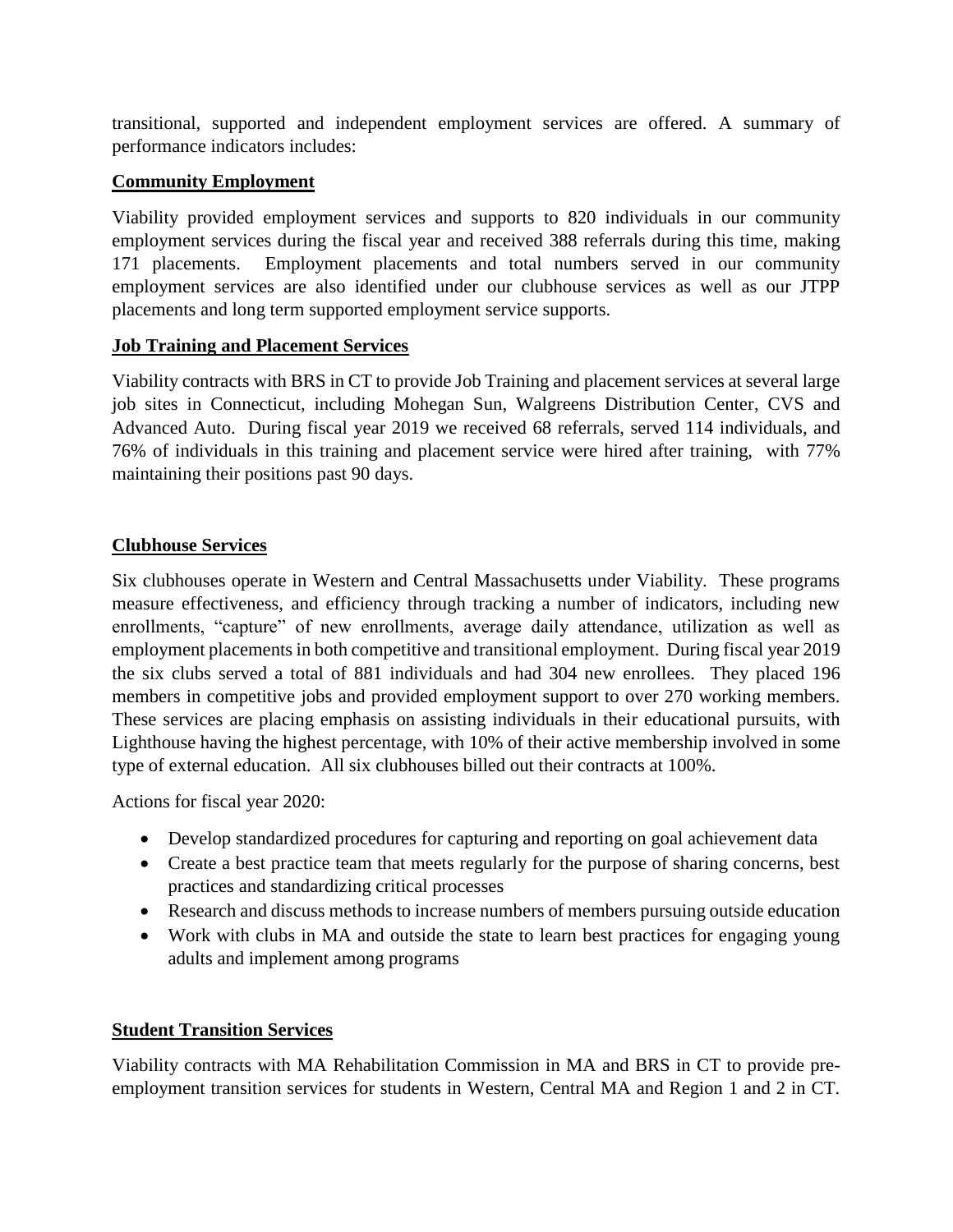transitional, supported and independent employment services are offered. A summary of performance indicators includes:

**Community Employment**

Viability provided employment services and supports to 820 individuals in our community employment services during the fiscal year and received 388 referrals during this time, making 171 placements. Employment placements and total numbers served in our community employment services are also identified under our clubhouse services as well as our JTPP placements and long term supported employment service supports.

**Job Training and Placement Services**

Viability contracts with BRS in CT to provide Job Training and placement services at several large job sites in Connecticut, including Mohegan Sun, Walgreens Distribution Center, CVS and Advanced Auto. During fiscal year 2019 we received 68 referrals, served 114 individuals, and 76% of individuals in this training and placement service were hired after training, with 77% maintaining their positions past 90 days.

**Clubhouse Services**

Six clubhouses operate in Western and Central Massachusetts under Viability. These programs measure effectiveness, and efficiency through tracking a number of indicators, including new enrollments, "capture" of new enrollments, average daily attendance, utilization as well as employment placements in both competitive and transitional employment. During fiscal year 2019 the six clubs served a total of 881 individuals and had 304 new enrollees. They placed 196 members in competitive jobs and provided employment support to over 270 working members. These services are placing emphasis on assisting individuals in their educational pursuits, with Lighthouse having the highest percentage, with 10% of their active membership involved in some type of external education. All six clubhouses billed out their contracts at 100%.

Actions for fiscal year 2020:

- Develop standardized procedures for capturing and reporting on goal achievement data
- Create a best practice team that meets regularly for the purpose of sharing concerns, best practices and standardizing critical processes
- Research and discuss methods to increase numbers of members pursuing outside education
- Work with clubs in MA and outside the state to learn best practices for engaging young adults and implement among programs

**Student Transition Services**

Viability contracts with MA Rehabilitation Commission in MA and BRS in CT to provide pre-employment transition services for students in Western, Central MA and Region 1 and 2 in CT.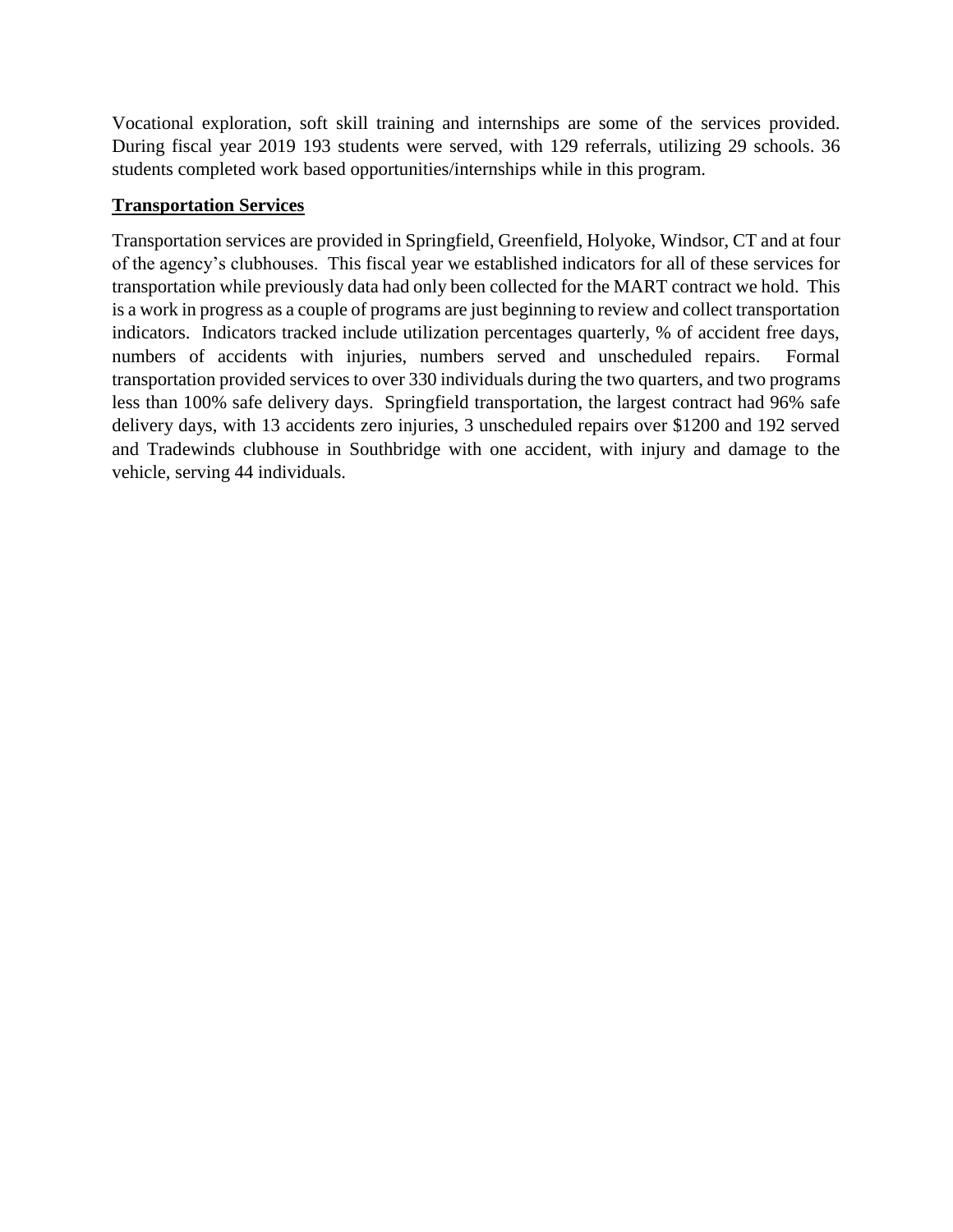Vocational exploration, soft skill training and internships are some of the services provided. During fiscal year 2019 193 students were served, with 129 referrals, utilizing 29 schools. 36 students completed work based opportunities/internships while in this program.

**Transportation Services**

Transportation services are provided in Springfield, Greenfield, Holyoke, Windsor, CT and at four of the agency's clubhouses. This fiscal year we established indicators for all of these services for transportation while previously data had only been collected for the MART contract we hold. This is a work in progress as a couple of programs are just beginning to review and collect transportation indicators. Indicators tracked include utilization percentages quarterly, % of accident free days, numbers of accidents with injuries, numbers served and unscheduled repairs. Formal transportation provided services to over 330 individuals during the two quarters, and two programs less than 100% safe delivery days. Springfield transportation, the largest contract had 96% safe delivery days, with 13 accidents zero injuries, 3 unscheduled repairs over $1200 and 192 served and Tradewinds clubhouse in Southbridge with one accident, with injury and damage to the vehicle, serving 44 individuals.